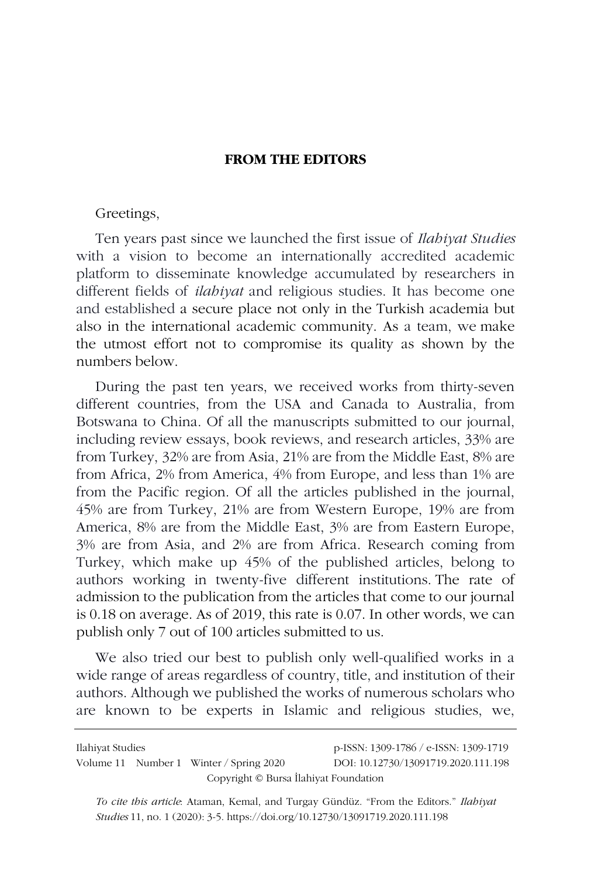## FROM THE EDITORS

Greetings,

Ten years past since we launched the first issue of *Ilahiyat Studies* with a vision to become an internationally accredited academic platform to disseminate knowledge accumulated by researchers in different fields of *ilahiyat* and religious studies. It has become one and established a secure place not only in the Turkish academia but also in the international academic community. As a team, we make the utmost effort not to compromise its quality as shown by the numbers below.

During the past ten years, we received works from thirty-seven different countries, from the USA and Canada to Australia, from Botswana to China. Of all the manuscripts submitted to our journal, including review essays, book reviews, and research articles, 33% are from Turkey, 32% are from Asia, 21% are from the Middle East, 8% are from Africa, 2% from America, 4% from Europe, and less than 1% are from the Pacific region. Of all the articles published in the journal, 45% are from Turkey, 21% are from Western Europe, 19% are from America, 8% are from the Middle East, 3% are from Eastern Europe, 3% are from Asia, and 2% are from Africa. Research coming from Turkey, which make up 45% of the published articles, belong to authors working in twenty-five different institutions. The rate of admission to the publication from the articles that come to our journal is 0.18 on average. As of 2019, this rate is 0.07. In other words, we can publish only 7 out of 100 articles submitted to us.

We also tried our best to publish only well-qualified works in a wide range of areas regardless of country, title, and institution of their authors. Although we published the works of numerous scholars who are known to be experts in Islamic and religious studies, we,

---

*To cite this article*: Ataman, Kemal, and Turgay Gündüz. "From the Editors." *Ilahiyat Studies* 11, no. 1 (2020): 3-5. https://doi.org/10.12730/13091719.2020.111.198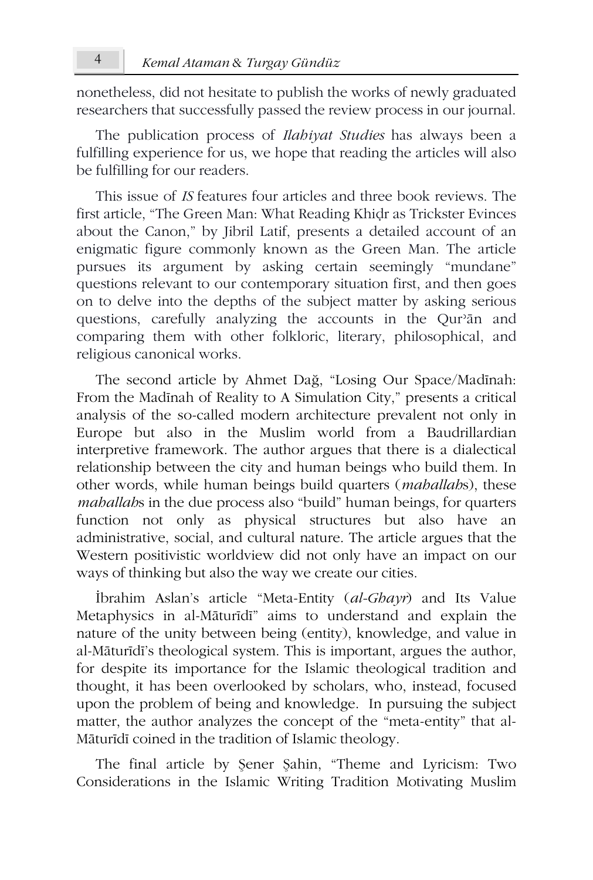nonetheless, did not hesitate to publish the works of newly graduated researchers that successfully passed the review process in our journal.

The publication process of *Ilahiyat Studies* has always been a fulfilling experience for us, we hope that reading the articles will also be fulfilling for our readers.

This issue of *IS* features four articles and three book reviews. The first article, "The Green Man: What Reading Khiḍr as Trickster Evinces about the Canon," by Jibril Latif, presents a detailed account of an enigmatic figure commonly known as the Green Man. The article pursues its argument by asking certain seemingly "mundane" questions relevant to our contemporary situation first, and then goes on to delve into the depths of the subject matter by asking serious questions, carefully analyzing the accounts in the Qurʾān and comparing them with other folkloric, literary, philosophical, and religious canonical works.

The second article by Ahmet Dağ, "Losing Our Space/Madīnah: From the Madīnah of Reality to A Simulation City," presents a critical analysis of the so-called modern architecture prevalent not only in Europe but also in the Muslim world from a Baudrillardian interpretive framework. The author argues that there is a dialectical relationship between the city and human beings who build them. In other words, while human beings build quarters (*mahallah*s), these *mahallah*s in the due process also "build" human beings, for quarters function not only as physical structures but also have an administrative, social, and cultural nature. The article argues that the Western positivistic worldview did not only have an impact on our ways of thinking but also the way we create our cities.

İbrahim Aslan's article "Meta-Entity (*al-Ghayr*) and Its Value Metaphysics in al-Māturīdī" aims to understand and explain the nature of the unity between being (entity), knowledge, and value in al-Māturīdī's theological system. This is important, argues the author, for despite its importance for the Islamic theological tradition and thought, it has been overlooked by scholars, who, instead, focused upon the problem of being and knowledge. In pursuing the subject matter, the author analyzes the concept of the "meta-entity" that al-Māturīdī coined in the tradition of Islamic theology.

The final article by Şener Şahin, "Theme and Lyricism: Two Considerations in the Islamic Writing Tradition Motivating Muslim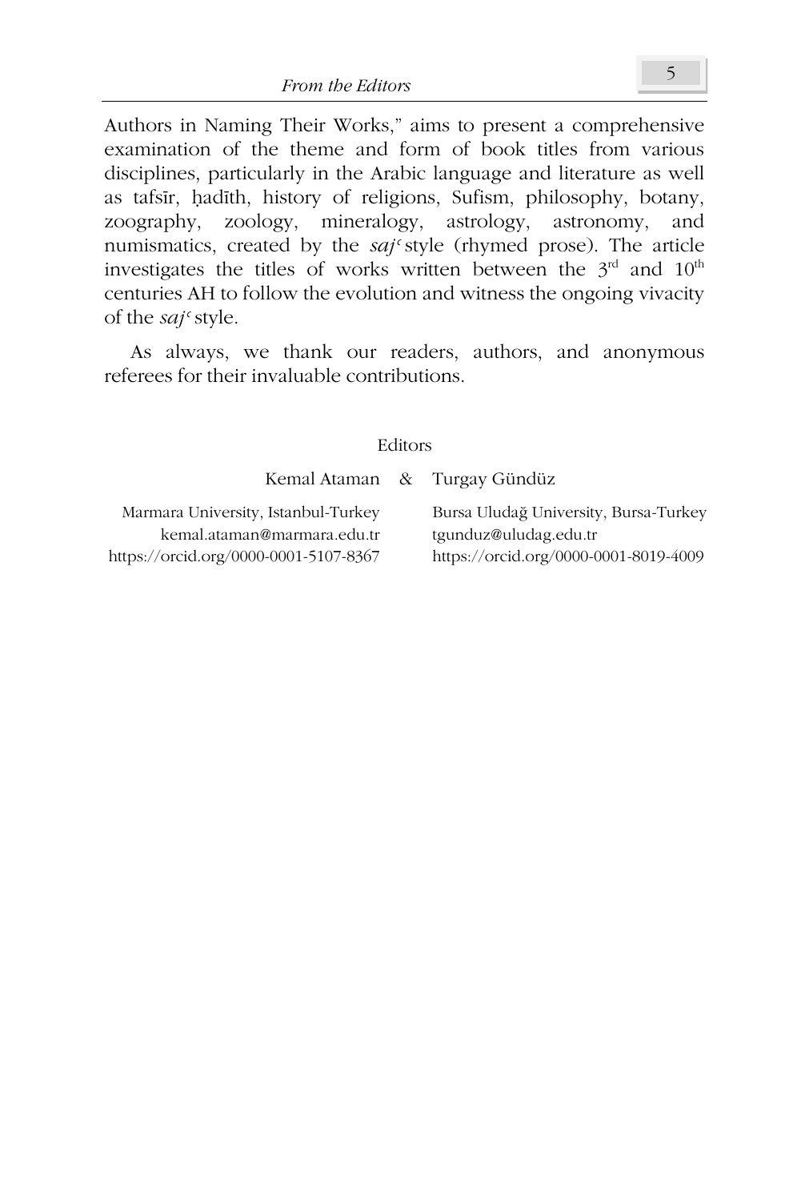Authors in Naming Their Works," aims to present a comprehensive examination of the theme and form of book titles from various disciplines, particularly in the Arabic language and literature as well as tafsīr, ḥadīth, history of religions, Sufism, philosophy, botany, zoography, zoology, mineralogy, astrology, astronomy, and numismatics, created by the *sajʿ* style (rhymed prose). The article investigates the titles of works written between the 3rd and 10th centuries AH to follow the evolution and witness the ongoing vivacity of the *sajʿ* style.

As always, we thank our readers, authors, and anonymous referees for their invaluable contributions.

Editors

Kemal Ataman & Turgay Gündüz

Marmara University, Istanbul-Turkey
kemal.ataman@marmara.edu.tr
https://orcid.org/0000-0001-5107-8367

Bursa Uludağ University, Bursa-Turkey
tgunduz@uludag.edu.tr
https://orcid.org/0000-0001-8019-4009